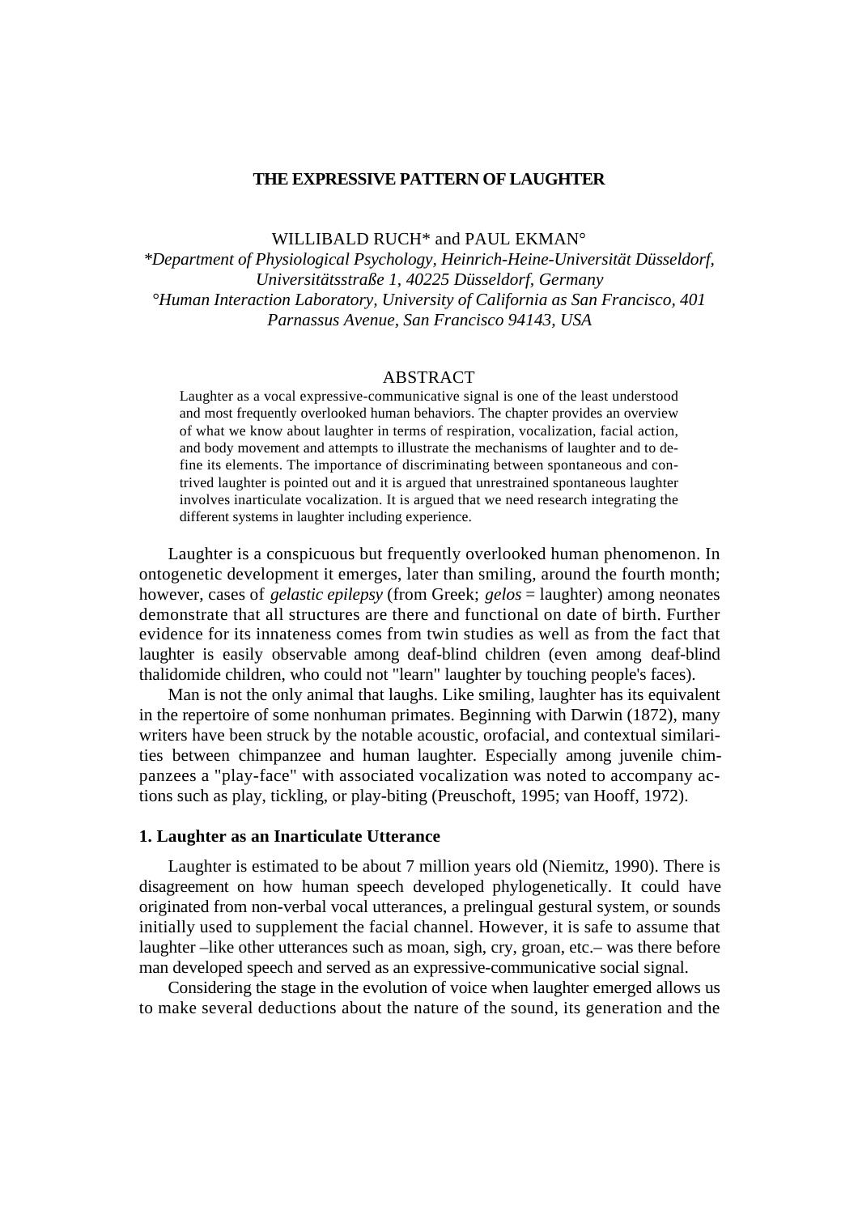# THE EXPRESSIVE PATTERN OF LAUGHTER

WILLIBALD RUCH* and PAUL EKMAN°

*\*Department of Physiological Psychology, Heinrich-Heine-Universität Düsseldorf, Universitätsstraße 1, 40225 Düsseldorf, Germany*
*°Human Interaction Laboratory, University of California as San Francisco, 401 Parnassus Avenue, San Francisco 94143, USA*

## ABSTRACT

Laughter as a vocal expressive-communicative signal is one of the least understood and most frequently overlooked human behaviors. The chapter provides an overview of what we know about laughter in terms of respiration, vocalization, facial action, and body movement and attempts to illustrate the mechanisms of laughter and to define its elements. The importance of discriminating between spontaneous and contrived laughter is pointed out and it is argued that unrestrained spontaneous laughter involves inarticulate vocalization. It is argued that we need research integrating the different systems in laughter including experience.

Laughter is a conspicuous but frequently overlooked human phenomenon. In ontogenetic development it emerges, later than smiling, around the fourth month; however, cases of *gelastic epilepsy* (from Greek; *gelos* = laughter) among neonates demonstrate that all structures are there and functional on date of birth. Further evidence for its innateness comes from twin studies as well as from the fact that laughter is easily observable among deaf-blind children (even among deaf-blind thalidomide children, who could not "learn" laughter by touching people's faces).

Man is not the only animal that laughs. Like smiling, laughter has its equivalent in the repertoire of some nonhuman primates. Beginning with Darwin (1872), many writers have been struck by the notable acoustic, orofacial, and contextual similarities between chimpanzee and human laughter. Especially among juvenile chimpanzees a "play-face" with associated vocalization was noted to accompany actions such as play, tickling, or play-biting (Preuschoft, 1995; van Hooff, 1972).

### 1. Laughter as an Inarticulate Utterance

Laughter is estimated to be about 7 million years old (Niemitz, 1990). There is disagreement on how human speech developed phylogenetically. It could have originated from non-verbal vocal utterances, a prelingual gestural system, or sounds initially used to supplement the facial channel. However, it is safe to assume that laughter –like other utterances such as moan, sigh, cry, groan, etc.– was there before man developed speech and served as an expressive-communicative social signal.

Considering the stage in the evolution of voice when laughter emerged allows us to make several deductions about the nature of the sound, its generation and the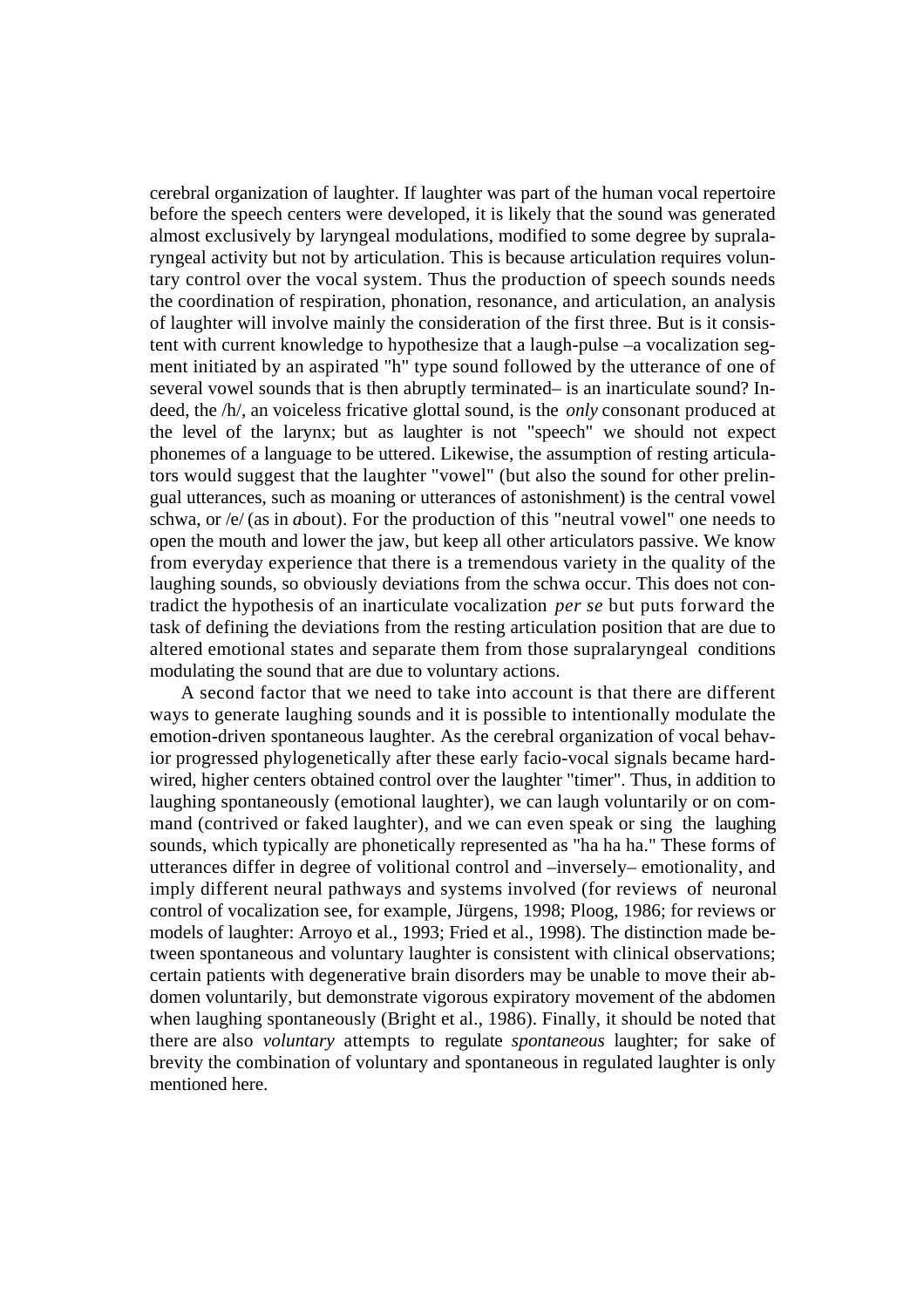cerebral organization of laughter. If laughter was part of the human vocal repertoire before the speech centers were developed, it is likely that the sound was generated almost exclusively by laryngeal modulations, modified to some degree by supralaryngeal activity but not by articulation. This is because articulation requires voluntary control over the vocal system. Thus the production of speech sounds needs the coordination of respiration, phonation, resonance, and articulation, an analysis of laughter will involve mainly the consideration of the first three. But is it consistent with current knowledge to hypothesize that a laugh-pulse –a vocalization segment initiated by an aspirated "h" type sound followed by the utterance of one of several vowel sounds that is then abruptly terminated– is an inarticulate sound? Indeed, the /h/, an voiceless fricative glottal sound, is the *only* consonant produced at the level of the larynx; but as laughter is not "speech" we should not expect phonemes of a language to be uttered. Likewise, the assumption of resting articulators would suggest that the laughter "vowel" (but also the sound for other prelingual utterances, such as moaning or utterances of astonishment) is the central vowel schwa, or /e/ (as in *a*bout). For the production of this "neutral vowel" one needs to open the mouth and lower the jaw, but keep all other articulators passive. We know from everyday experience that there is a tremendous variety in the quality of the laughing sounds, so obviously deviations from the schwa occur. This does not contradict the hypothesis of an inarticulate vocalization *per se* but puts forward the task of defining the deviations from the resting articulation position that are due to altered emotional states and separate them from those supralaryngeal conditions modulating the sound that are due to voluntary actions.

A second factor that we need to take into account is that there are different ways to generate laughing sounds and it is possible to intentionally modulate the emotion-driven spontaneous laughter. As the cerebral organization of vocal behavior progressed phylogenetically after these early facio-vocal signals became hardwired, higher centers obtained control over the laughter "timer". Thus, in addition to laughing spontaneously (emotional laughter), we can laugh voluntarily or on command (contrived or faked laughter), and we can even speak or sing the laughing sounds, which typically are phonetically represented as "ha ha ha." These forms of utterances differ in degree of volitional control and –inversely– emotionality, and imply different neural pathways and systems involved (for reviews of neuronal control of vocalization see, for example, Jürgens, 1998; Ploog, 1986; for reviews or models of laughter: Arroyo et al., 1993; Fried et al., 1998). The distinction made between spontaneous and voluntary laughter is consistent with clinical observations; certain patients with degenerative brain disorders may be unable to move their abdomen voluntarily, but demonstrate vigorous expiratory movement of the abdomen when laughing spontaneously (Bright et al., 1986). Finally, it should be noted that there are also *voluntary* attempts to regulate *spontaneous* laughter; for sake of brevity the combination of voluntary and spontaneous in regulated laughter is only mentioned here.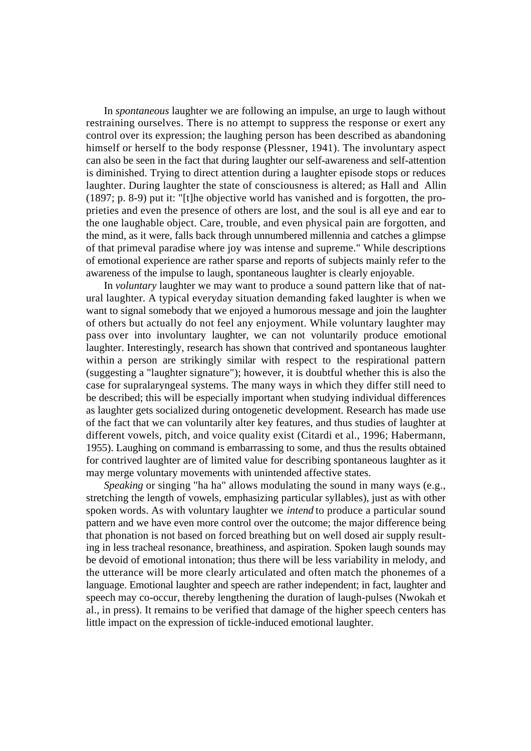In *spontaneous* laughter we are following an impulse, an urge to laugh without restraining ourselves. There is no attempt to suppress the response or exert any control over its expression; the laughing person has been described as abandoning himself or herself to the body response (Plessner, 1941). The involuntary aspect can also be seen in the fact that during laughter our self-awareness and self-attention is diminished. Trying to direct attention during a laughter episode stops or reduces laughter. During laughter the state of consciousness is altered; as Hall and Allin (1897; p. 8-9) put it: "[t]he objective world has vanished and is forgotten, the proprieties and even the presence of others are lost, and the soul is all eye and ear to the one laughable object. Care, trouble, and even physical pain are forgotten, and the mind, as it were, falls back through unnumbered millennia and catches a glimpse of that primeval paradise where joy was intense and supreme." While descriptions of emotional experience are rather sparse and reports of subjects mainly refer to the awareness of the impulse to laugh, spontaneous laughter is clearly enjoyable.

In *voluntary* laughter we may want to produce a sound pattern like that of natural laughter. A typical everyday situation demanding faked laughter is when we want to signal somebody that we enjoyed a humorous message and join the laughter of others but actually do not feel any enjoyment. While voluntary laughter may pass over into involuntary laughter, we can not voluntarily produce emotional laughter. Interestingly, research has shown that contrived and spontaneous laughter within a person are strikingly similar with respect to the respirational pattern (suggesting a "laughter signature"); however, it is doubtful whether this is also the case for supralaryngeal systems. The many ways in which they differ still need to be described; this will be especially important when studying individual differences as laughter gets socialized during ontogenetic development. Research has made use of the fact that we can voluntarily alter key features, and thus studies of laughter at different vowels, pitch, and voice quality exist (Citardi et al., 1996; Habermann, 1955). Laughing on command is embarrassing to some, and thus the results obtained for contrived laughter are of limited value for describing spontaneous laughter as it may merge voluntary movements with unintended affective states.

*Speaking* or singing "ha ha" allows modulating the sound in many ways (e.g., stretching the length of vowels, emphasizing particular syllables), just as with other spoken words. As with voluntary laughter we *intend* to produce a particular sound pattern and we have even more control over the outcome; the major difference being that phonation is not based on forced breathing but on well dosed air supply resulting in less tracheal resonance, breathiness, and aspiration. Spoken laugh sounds may be devoid of emotional intonation; thus there will be less variability in melody, and the utterance will be more clearly articulated and often match the phonemes of a language. Emotional laughter and speech are rather independent; in fact, laughter and speech may co-occur, thereby lengthening the duration of laugh-pulses (Nwokah et al., in press). It remains to be verified that damage of the higher speech centers has little impact on the expression of tickle-induced emotional laughter.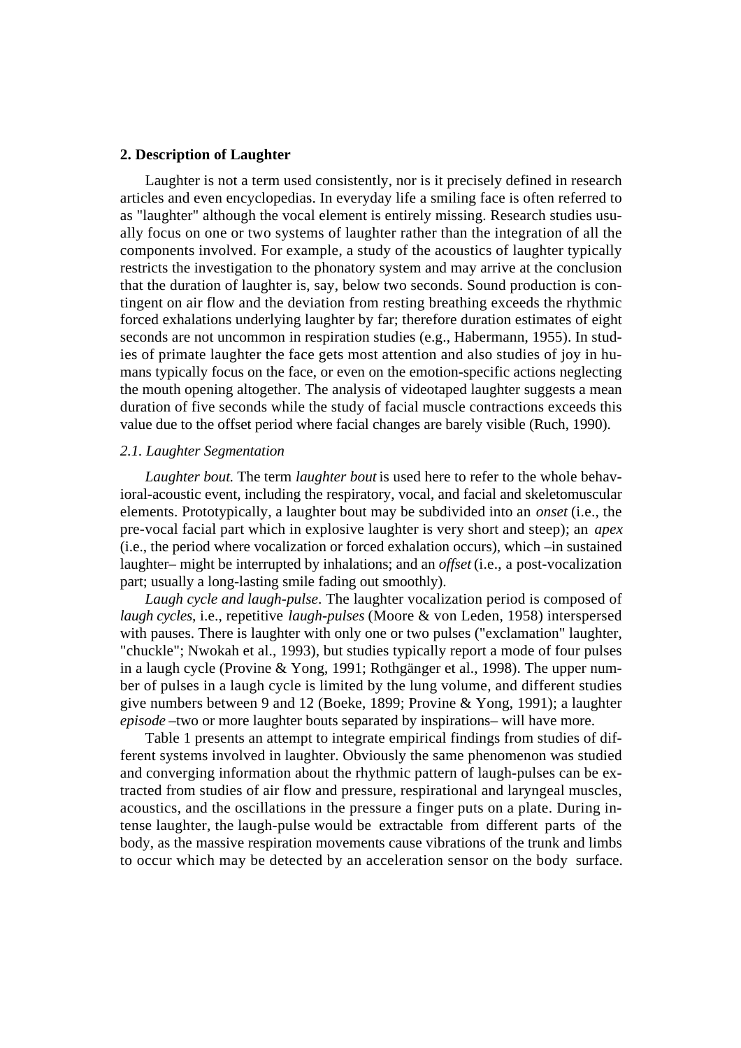## 2. Description of Laughter

Laughter is not a term used consistently, nor is it precisely defined in research articles and even encyclopedias. In everyday life a smiling face is often referred to as "laughter" although the vocal element is entirely missing. Research studies usually focus on one or two systems of laughter rather than the integration of all the components involved. For example, a study of the acoustics of laughter typically restricts the investigation to the phonatory system and may arrive at the conclusion that the duration of laughter is, say, below two seconds. Sound production is contingent on air flow and the deviation from resting breathing exceeds the rhythmic forced exhalations underlying laughter by far; therefore duration estimates of eight seconds are not uncommon in respiration studies (e.g., Habermann, 1955). In studies of primate laughter the face gets most attention and also studies of joy in humans typically focus on the face, or even on the emotion-specific actions neglecting the mouth opening altogether. The analysis of videotaped laughter suggests a mean duration of five seconds while the study of facial muscle contractions exceeds this value due to the offset period where facial changes are barely visible (Ruch, 1990).

### *2.1. Laughter Segmentation*

*Laughter bout.* The term *laughter bout* is used here to refer to the whole behavioral-acoustic event, including the respiratory, vocal, and facial and skeletomuscular elements. Prototypically, a laughter bout may be subdivided into an *onset* (i.e., the pre-vocal facial part which in explosive laughter is very short and steep); an *apex* (i.e., the period where vocalization or forced exhalation occurs), which –in sustained laughter– might be interrupted by inhalations; and an *offset* (i.e., a post-vocalization part; usually a long-lasting smile fading out smoothly).

*Laugh cycle and laugh-pulse*. The laughter vocalization period is composed of *laugh cycles*, i.e., repetitive *laugh-pulses* (Moore & von Leden, 1958) interspersed with pauses. There is laughter with only one or two pulses ("exclamation" laughter, "chuckle"; Nwokah et al., 1993), but studies typically report a mode of four pulses in a laugh cycle (Provine & Yong, 1991; Rothgänger et al., 1998). The upper number of pulses in a laugh cycle is limited by the lung volume, and different studies give numbers between 9 and 12 (Boeke, 1899; Provine & Yong, 1991); a laughter *episode* –two or more laughter bouts separated by inspirations– will have more.

Table 1 presents an attempt to integrate empirical findings from studies of different systems involved in laughter. Obviously the same phenomenon was studied and converging information about the rhythmic pattern of laugh-pulses can be extracted from studies of air flow and pressure, respirational and laryngeal muscles, acoustics, and the oscillations in the pressure a finger puts on a plate. During intense laughter, the laugh-pulse would be extractable from different parts of the body, as the massive respiration movements cause vibrations of the trunk and limbs to occur which may be detected by an acceleration sensor on the body surface.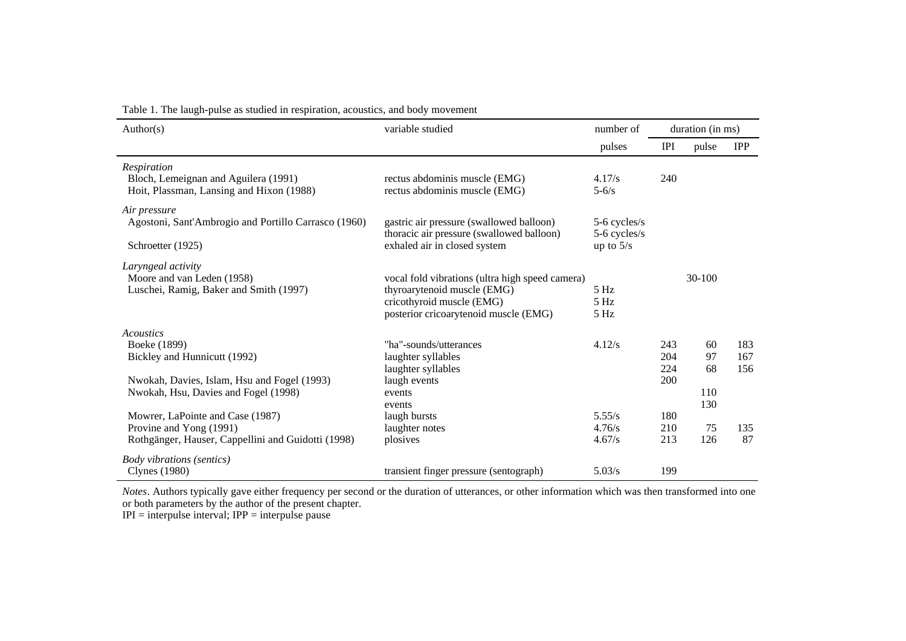Table 1. The laugh-pulse as studied in respiration, acoustics, and body movement

| Author(s) | variable studied | number of | duration (in ms) | | |
|---|---|---|---|---|---|
| | | pulses | IPI | pulse | IPP |
| *Respiration* | | | | | |
| Bloch, Lemeignan and Aguilera (1991) | rectus abdominis muscle (EMG) | 4.17/s | 240 | | |
| Hoit, Plassman, Lansing and Hixon (1988) | rectus abdominis muscle (EMG) | 5-6/s | | | |
| *Air pressure* | | | | | |
| Agostoni, Sant'Ambrogio and Portillo Carrasco (1960) | gastric air pressure (swallowed balloon) | 5-6 cycles/s | | | |
| | thoracic air pressure (swallowed balloon) | 5-6 cycles/s | | | |
| Schroetter (1925) | exhaled air in closed system | up to 5/s | | | |
| *Laryngeal activity* | | | | | |
| Moore and van Leden (1958) | vocal fold vibrations (ultra high speed camera) | | | 30-100 | |
| Luschei, Ramig, Baker and Smith (1997) | thyroarytenoid muscle (EMG) | 5 Hz | | | |
| | cricothyroid muscle (EMG) | 5 Hz | | | |
| | posterior cricoarytenoid muscle (EMG) | 5 Hz | | | |
| *Acoustics* | | | | | |
| Boeke (1899) | "ha"-sounds/utterances | 4.12/s | 243 | 60 | 183 |
| Bickley and Hunnicutt (1992) | laughter syllables | | 204 | 97 | 167 |
| | laughter syllables | | 224 | 68 | 156 |
| Nwokah, Davies, Islam, Hsu and Fogel (1993) | laugh events | | 200 | | |
| Nwokah, Hsu, Davies and Fogel (1998) | events | | | 110 | |
| | events | | | 130 | |
| Mowrer, LaPointe and Case (1987) | laugh bursts | 5.55/s | 180 | | |
| Provine and Yong (1991) | laughter notes | 4.76/s | 210 | 75 | 135 |
| Rothgänger, Hauser, Cappellini and Guidotti (1998) | plosives | 4.67/s | 213 | 126 | 87 |
| *Body vibrations (sentics)* | | | | | |
| Clynes (1980) | transient finger pressure (sentograph) | 5.03/s | 199 | | |

*Notes*. Authors typically gave either frequency per second or the duration of utterances, or other information which was then transformed into one or both parameters by the author of the present chapter.
IPI = interpulse interval; IPP = interpulse pause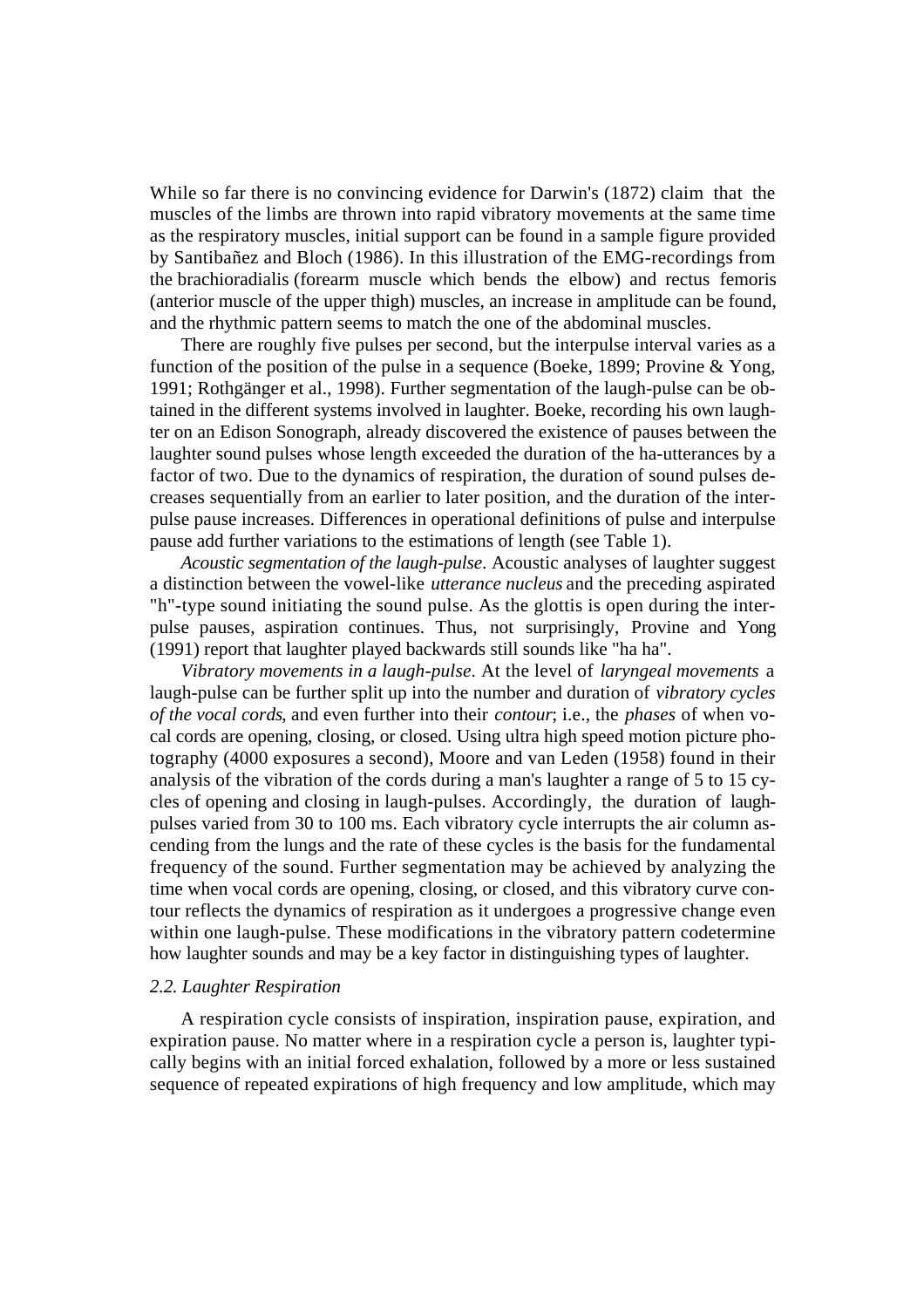While so far there is no convincing evidence for Darwin's (1872) claim that the muscles of the limbs are thrown into rapid vibratory movements at the same time as the respiratory muscles, initial support can be found in a sample figure provided by Santibañez and Bloch (1986). In this illustration of the EMG-recordings from the brachioradialis (forearm muscle which bends the elbow) and rectus femoris (anterior muscle of the upper thigh) muscles, an increase in amplitude can be found, and the rhythmic pattern seems to match the one of the abdominal muscles.

There are roughly five pulses per second, but the interpulse interval varies as a function of the position of the pulse in a sequence (Boeke, 1899; Provine & Yong, 1991; Rothgänger et al., 1998). Further segmentation of the laugh-pulse can be obtained in the different systems involved in laughter. Boeke, recording his own laughter on an Edison Sonograph, already discovered the existence of pauses between the laughter sound pulses whose length exceeded the duration of the ha-utterances by a factor of two. Due to the dynamics of respiration, the duration of sound pulses decreases sequentially from an earlier to later position, and the duration of the interpulse pause increases. Differences in operational definitions of pulse and interpulse pause add further variations to the estimations of length (see Table 1).

*Acoustic segmentation of the laugh-pulse*. Acoustic analyses of laughter suggest a distinction between the vowel-like *utterance nucleus* and the preceding aspirated "h"-type sound initiating the sound pulse. As the glottis is open during the interpulse pauses, aspiration continues. Thus, not surprisingly, Provine and Yong (1991) report that laughter played backwards still sounds like "ha ha".

*Vibratory movements in a laugh-pulse*. At the level of *laryngeal movements* a laugh-pulse can be further split up into the number and duration of *vibratory cycles of the vocal cords*, and even further into their *contour*; i.e., the *phases* of when vocal cords are opening, closing, or closed. Using ultra high speed motion picture photography (4000 exposures a second), Moore and van Leden (1958) found in their analysis of the vibration of the cords during a man's laughter a range of 5 to 15 cycles of opening and closing in laugh-pulses. Accordingly, the duration of laugh-pulses varied from 30 to 100 ms. Each vibratory cycle interrupts the air column ascending from the lungs and the rate of these cycles is the basis for the fundamental frequency of the sound. Further segmentation may be achieved by analyzing the time when vocal cords are opening, closing, or closed, and this vibratory curve contour reflects the dynamics of respiration as it undergoes a progressive change even within one laugh-pulse. These modifications in the vibratory pattern codetermine how laughter sounds and may be a key factor in distinguishing types of laughter.

### *2.2. Laughter Respiration*

A respiration cycle consists of inspiration, inspiration pause, expiration, and expiration pause. No matter where in a respiration cycle a person is, laughter typically begins with an initial forced exhalation, followed by a more or less sustained sequence of repeated expirations of high frequency and low amplitude, which may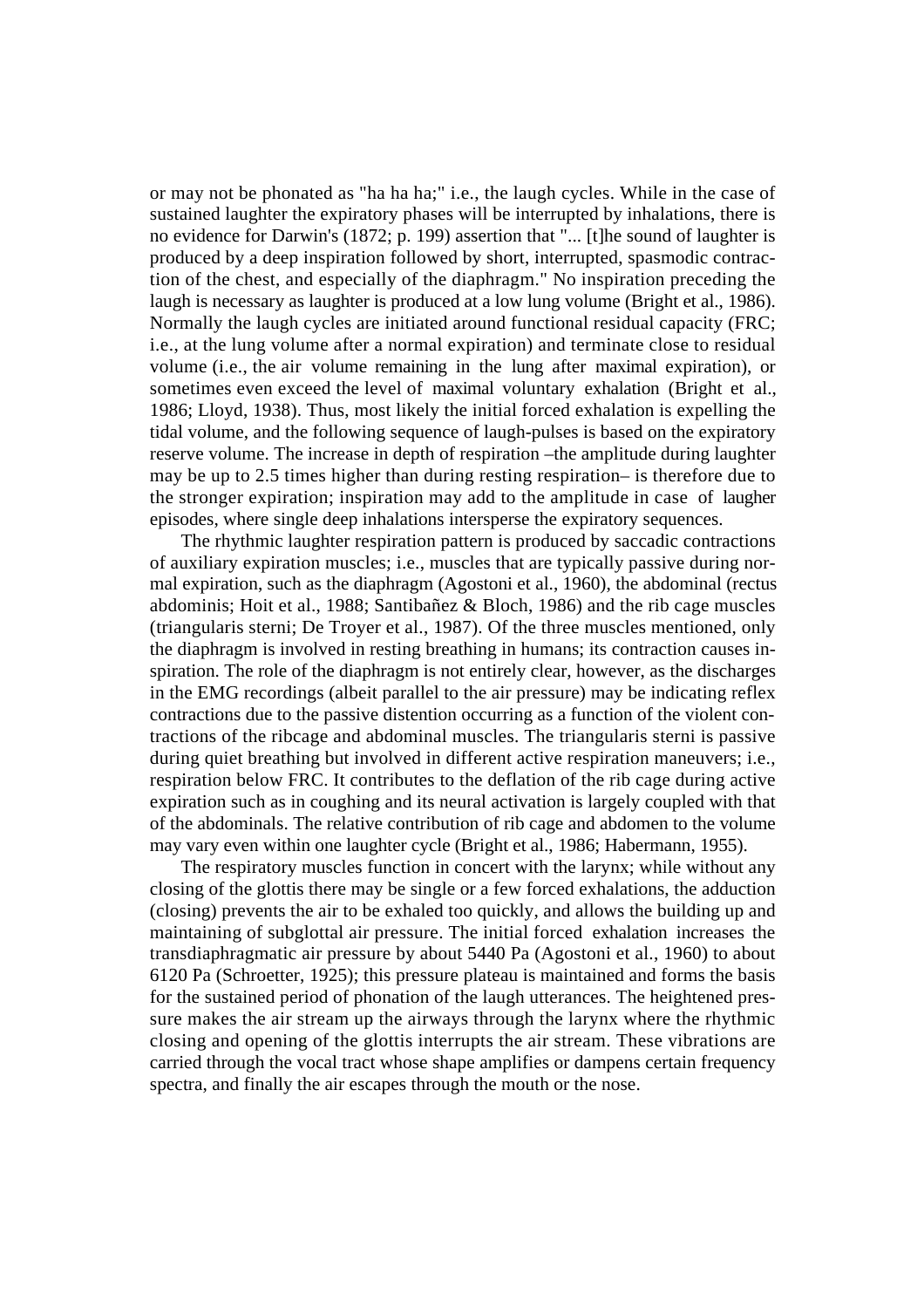or may not be phonated as "ha ha ha;" i.e., the laugh cycles. While in the case of sustained laughter the expiratory phases will be interrupted by inhalations, there is no evidence for Darwin's (1872; p. 199) assertion that "... [t]he sound of laughter is produced by a deep inspiration followed by short, interrupted, spasmodic contraction of the chest, and especially of the diaphragm." No inspiration preceding the laugh is necessary as laughter is produced at a low lung volume (Bright et al., 1986). Normally the laugh cycles are initiated around functional residual capacity (FRC; i.e., at the lung volume after a normal expiration) and terminate close to residual volume (i.e., the air volume remaining in the lung after maximal expiration), or sometimes even exceed the level of maximal voluntary exhalation (Bright et al., 1986; Lloyd, 1938). Thus, most likely the initial forced exhalation is expelling the tidal volume, and the following sequence of laugh-pulses is based on the expiratory reserve volume. The increase in depth of respiration –the amplitude during laughter may be up to 2.5 times higher than during resting respiration– is therefore due to the stronger expiration; inspiration may add to the amplitude in case of laugher episodes, where single deep inhalations intersperse the expiratory sequences.

The rhythmic laughter respiration pattern is produced by saccadic contractions of auxiliary expiration muscles; i.e., muscles that are typically passive during normal expiration, such as the diaphragm (Agostoni et al., 1960), the abdominal (rectus abdominis; Hoit et al., 1988; Santibañez & Bloch, 1986) and the rib cage muscles (triangularis sterni; De Troyer et al., 1987). Of the three muscles mentioned, only the diaphragm is involved in resting breathing in humans; its contraction causes inspiration. The role of the diaphragm is not entirely clear, however, as the discharges in the EMG recordings (albeit parallel to the air pressure) may be indicating reflex contractions due to the passive distention occurring as a function of the violent contractions of the ribcage and abdominal muscles. The triangularis sterni is passive during quiet breathing but involved in different active respiration maneuvers; i.e., respiration below FRC. It contributes to the deflation of the rib cage during active expiration such as in coughing and its neural activation is largely coupled with that of the abdominals. The relative contribution of rib cage and abdomen to the volume may vary even within one laughter cycle (Bright et al., 1986; Habermann, 1955).

The respiratory muscles function in concert with the larynx; while without any closing of the glottis there may be single or a few forced exhalations, the adduction (closing) prevents the air to be exhaled too quickly, and allows the building up and maintaining of subglottal air pressure. The initial forced exhalation increases the transdiaphragmatic air pressure by about 5440 Pa (Agostoni et al., 1960) to about 6120 Pa (Schroetter, 1925); this pressure plateau is maintained and forms the basis for the sustained period of phonation of the laugh utterances. The heightened pressure makes the air stream up the airways through the larynx where the rhythmic closing and opening of the glottis interrupts the air stream. These vibrations are carried through the vocal tract whose shape amplifies or dampens certain frequency spectra, and finally the air escapes through the mouth or the nose.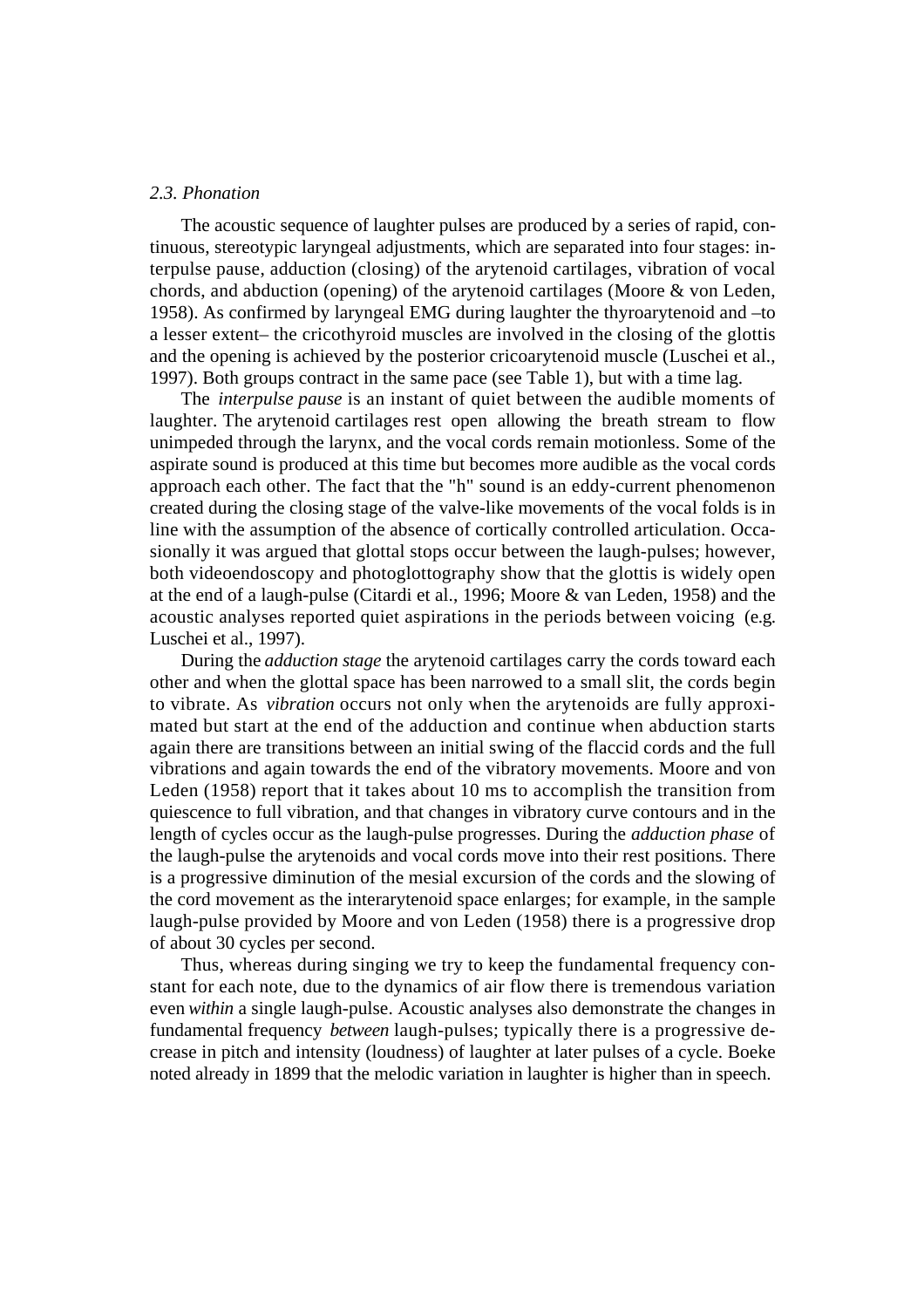*2.3. Phonation*

The acoustic sequence of laughter pulses are produced by a series of rapid, continuous, stereotypic laryngeal adjustments, which are separated into four stages: interpulse pause, adduction (closing) of the arytenoid cartilages, vibration of vocal chords, and abduction (opening) of the arytenoid cartilages (Moore & von Leden, 1958). As confirmed by laryngeal EMG during laughter the thyroarytenoid and –to a lesser extent– the cricothyroid muscles are involved in the closing of the glottis and the opening is achieved by the posterior cricoarytenoid muscle (Luschei et al., 1997). Both groups contract in the same pace (see Table 1), but with a time lag.

The *interpulse pause* is an instant of quiet between the audible moments of laughter. The arytenoid cartilages rest open allowing the breath stream to flow unimpeded through the larynx, and the vocal cords remain motionless. Some of the aspirate sound is produced at this time but becomes more audible as the vocal cords approach each other. The fact that the "h" sound is an eddy-current phenomenon created during the closing stage of the valve-like movements of the vocal folds is in line with the assumption of the absence of cortically controlled articulation. Occasionally it was argued that glottal stops occur between the laugh-pulses; however, both videoendoscopy and photoglottography show that the glottis is widely open at the end of a laugh-pulse (Citardi et al., 1996; Moore & van Leden, 1958) and the acoustic analyses reported quiet aspirations in the periods between voicing (e.g. Luschei et al., 1997).

During the *adduction stage* the arytenoid cartilages carry the cords toward each other and when the glottal space has been narrowed to a small slit, the cords begin to vibrate. As *vibration* occurs not only when the arytenoids are fully approximated but start at the end of the adduction and continue when abduction starts again there are transitions between an initial swing of the flaccid cords and the full vibrations and again towards the end of the vibratory movements. Moore and von Leden (1958) report that it takes about 10 ms to accomplish the transition from quiescence to full vibration, and that changes in vibratory curve contours and in the length of cycles occur as the laugh-pulse progresses. During the *adduction phase* of the laugh-pulse the arytenoids and vocal cords move into their rest positions. There is a progressive diminution of the mesial excursion of the cords and the slowing of the cord movement as the interarytenoid space enlarges; for example, in the sample laugh-pulse provided by Moore and von Leden (1958) there is a progressive drop of about 30 cycles per second.

Thus, whereas during singing we try to keep the fundamental frequency constant for each note, due to the dynamics of air flow there is tremendous variation even *within* a single laugh-pulse. Acoustic analyses also demonstrate the changes in fundamental frequency *between* laugh-pulses; typically there is a progressive decrease in pitch and intensity (loudness) of laughter at later pulses of a cycle. Boeke noted already in 1899 that the melodic variation in laughter is higher than in speech.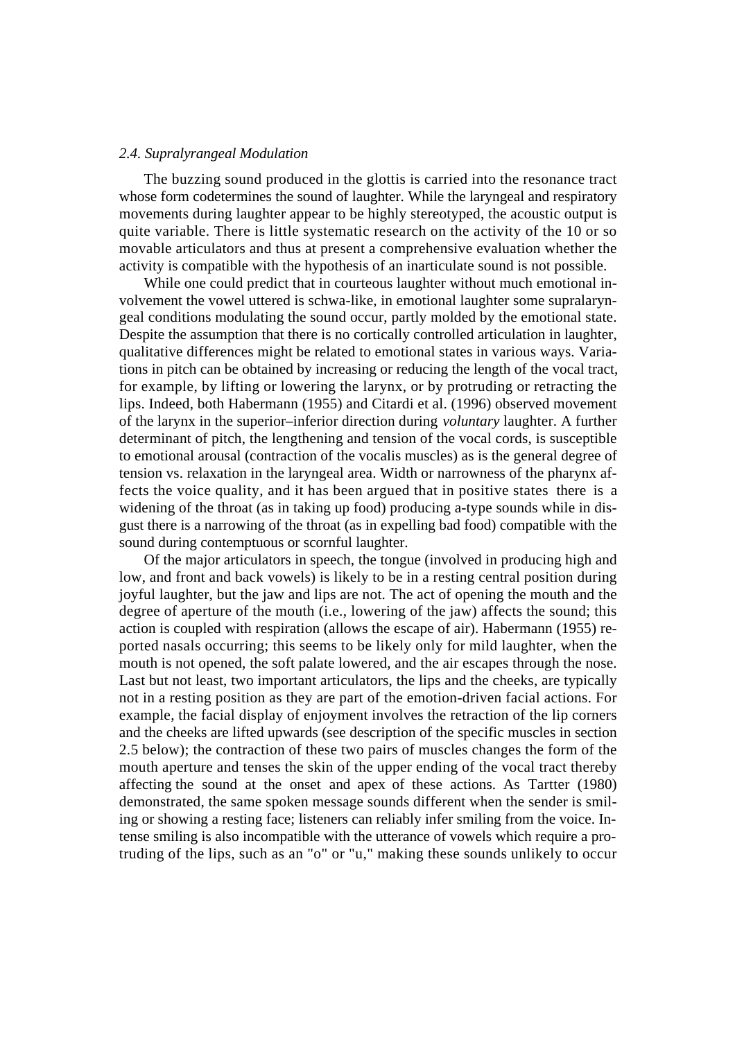*2.4. Supralyrangeal Modulation*

The buzzing sound produced in the glottis is carried into the resonance tract whose form codetermines the sound of laughter. While the laryngeal and respiratory movements during laughter appear to be highly stereotyped, the acoustic output is quite variable. There is little systematic research on the activity of the 10 or so movable articulators and thus at present a comprehensive evaluation whether the activity is compatible with the hypothesis of an inarticulate sound is not possible.

While one could predict that in courteous laughter without much emotional involvement the vowel uttered is schwa-like, in emotional laughter some supralaryngeal conditions modulating the sound occur, partly molded by the emotional state. Despite the assumption that there is no cortically controlled articulation in laughter, qualitative differences might be related to emotional states in various ways. Variations in pitch can be obtained by increasing or reducing the length of the vocal tract, for example, by lifting or lowering the larynx, or by protruding or retracting the lips. Indeed, both Habermann (1955) and Citardi et al. (1996) observed movement of the larynx in the superior–inferior direction during *voluntary* laughter. A further determinant of pitch, the lengthening and tension of the vocal cords, is susceptible to emotional arousal (contraction of the vocalis muscles) as is the general degree of tension vs. relaxation in the laryngeal area. Width or narrowness of the pharynx affects the voice quality, and it has been argued that in positive states there is a widening of the throat (as in taking up food) producing a-type sounds while in disgust there is a narrowing of the throat (as in expelling bad food) compatible with the sound during contemptuous or scornful laughter.

Of the major articulators in speech, the tongue (involved in producing high and low, and front and back vowels) is likely to be in a resting central position during joyful laughter, but the jaw and lips are not. The act of opening the mouth and the degree of aperture of the mouth (i.e., lowering of the jaw) affects the sound; this action is coupled with respiration (allows the escape of air). Habermann (1955) reported nasals occurring; this seems to be likely only for mild laughter, when the mouth is not opened, the soft palate lowered, and the air escapes through the nose. Last but not least, two important articulators, the lips and the cheeks, are typically not in a resting position as they are part of the emotion-driven facial actions. For example, the facial display of enjoyment involves the retraction of the lip corners and the cheeks are lifted upwards (see description of the specific muscles in section 2.5 below); the contraction of these two pairs of muscles changes the form of the mouth aperture and tenses the skin of the upper ending of the vocal tract thereby affecting the sound at the onset and apex of these actions. As Tartter (1980) demonstrated, the same spoken message sounds different when the sender is smiling or showing a resting face; listeners can reliably infer smiling from the voice. Intense smiling is also incompatible with the utterance of vowels which require a protruding of the lips, such as an "o" or "u," making these sounds unlikely to occur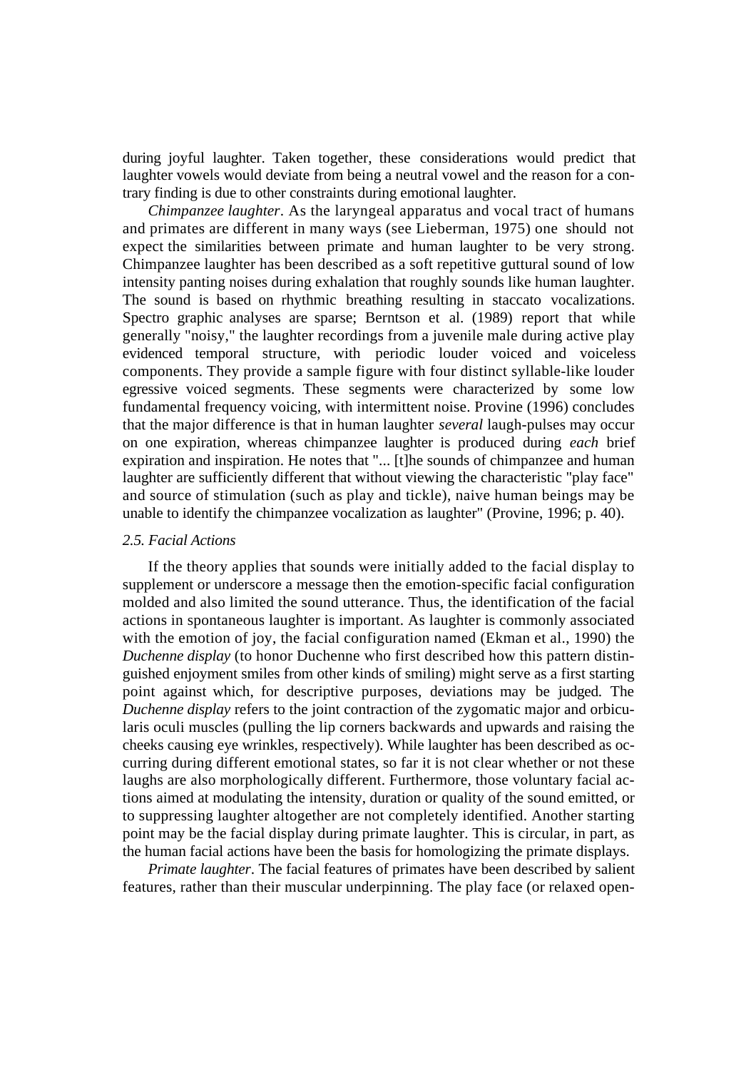during joyful laughter. Taken together, these considerations would predict that laughter vowels would deviate from being a neutral vowel and the reason for a contrary finding is due to other constraints during emotional laughter.

*Chimpanzee laughter*. As the laryngeal apparatus and vocal tract of humans and primates are different in many ways (see Lieberman, 1975) one should not expect the similarities between primate and human laughter to be very strong. Chimpanzee laughter has been described as a soft repetitive guttural sound of low intensity panting noises during exhalation that roughly sounds like human laughter. The sound is based on rhythmic breathing resulting in staccato vocalizations. Spectro graphic analyses are sparse; Berntson et al. (1989) report that while generally "noisy," the laughter recordings from a juvenile male during active play evidenced temporal structure, with periodic louder voiced and voiceless components. They provide a sample figure with four distinct syllable-like louder egressive voiced segments. These segments were characterized by some low fundamental frequency voicing, with intermittent noise. Provine (1996) concludes that the major difference is that in human laughter *several* laugh-pulses may occur on one expiration, whereas chimpanzee laughter is produced during *each* brief expiration and inspiration. He notes that "... [t]he sounds of chimpanzee and human laughter are sufficiently different that without viewing the characteristic "play face" and source of stimulation (such as play and tickle), naive human beings may be unable to identify the chimpanzee vocalization as laughter" (Provine, 1996; p. 40).

### *2.5. Facial Actions*

If the theory applies that sounds were initially added to the facial display to supplement or underscore a message then the emotion-specific facial configuration molded and also limited the sound utterance. Thus, the identification of the facial actions in spontaneous laughter is important. As laughter is commonly associated with the emotion of joy, the facial configuration named (Ekman et al., 1990) the *Duchenne display* (to honor Duchenne who first described how this pattern distinguished enjoyment smiles from other kinds of smiling) might serve as a first starting point against which, for descriptive purposes, deviations may be judged. The *Duchenne display* refers to the joint contraction of the zygomatic major and orbicularis oculi muscles (pulling the lip corners backwards and upwards and raising the cheeks causing eye wrinkles, respectively). While laughter has been described as occurring during different emotional states, so far it is not clear whether or not these laughs are also morphologically different. Furthermore, those voluntary facial actions aimed at modulating the intensity, duration or quality of the sound emitted, or to suppressing laughter altogether are not completely identified. Another starting point may be the facial display during primate laughter. This is circular, in part, as the human facial actions have been the basis for homologizing the primate displays.

*Primate laughter*. The facial features of primates have been described by salient features, rather than their muscular underpinning. The play face (or relaxed open-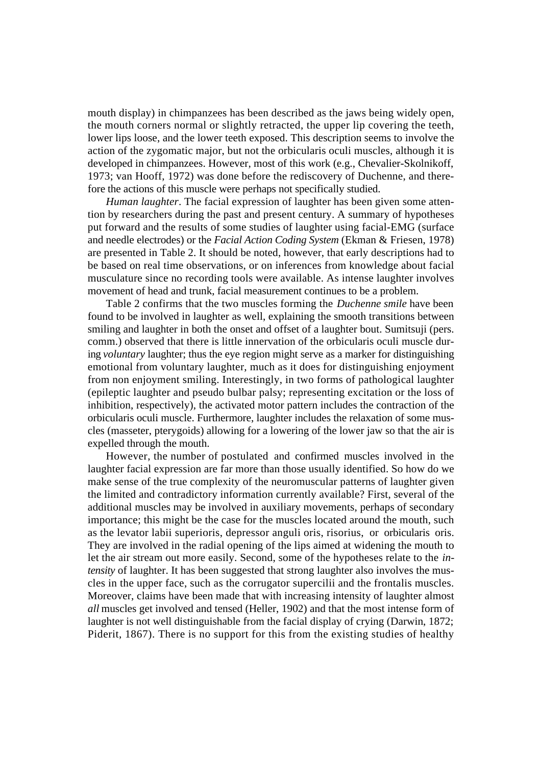mouth display) in chimpanzees has been described as the jaws being widely open, the mouth corners normal or slightly retracted, the upper lip covering the teeth, lower lips loose, and the lower teeth exposed. This description seems to involve the action of the zygomatic major, but not the orbicularis oculi muscles, although it is developed in chimpanzees. However, most of this work (e.g., Chevalier-Skolnikoff, 1973; van Hooff, 1972) was done before the rediscovery of Duchenne, and therefore the actions of this muscle were perhaps not specifically studied.

*Human laughter*. The facial expression of laughter has been given some attention by researchers during the past and present century. A summary of hypotheses put forward and the results of some studies of laughter using facial-EMG (surface and needle electrodes) or the *Facial Action Coding System* (Ekman & Friesen, 1978) are presented in Table 2. It should be noted, however, that early descriptions had to be based on real time observations, or on inferences from knowledge about facial musculature since no recording tools were available. As intense laughter involves movement of head and trunk, facial measurement continues to be a problem.

Table 2 confirms that the two muscles forming the *Duchenne smile* have been found to be involved in laughter as well, explaining the smooth transitions between smiling and laughter in both the onset and offset of a laughter bout. Sumitsuji (pers. comm.) observed that there is little innervation of the orbicularis oculi muscle during *voluntary* laughter; thus the eye region might serve as a marker for distinguishing emotional from voluntary laughter, much as it does for distinguishing enjoyment from non enjoyment smiling. Interestingly, in two forms of pathological laughter (epileptic laughter and pseudo bulbar palsy; representing excitation or the loss of inhibition, respectively), the activated motor pattern includes the contraction of the orbicularis oculi muscle. Furthermore, laughter includes the relaxation of some muscles (masseter, pterygoids) allowing for a lowering of the lower jaw so that the air is expelled through the mouth.

However, the number of postulated and confirmed muscles involved in the laughter facial expression are far more than those usually identified. So how do we make sense of the true complexity of the neuromuscular patterns of laughter given the limited and contradictory information currently available? First, several of the additional muscles may be involved in auxiliary movements, perhaps of secondary importance; this might be the case for the muscles located around the mouth, such as the levator labii superioris, depressor anguli oris, risorius, or orbicularis oris. They are involved in the radial opening of the lips aimed at widening the mouth to let the air stream out more easily. Second, some of the hypotheses relate to the *intensity* of laughter. It has been suggested that strong laughter also involves the muscles in the upper face, such as the corrugator supercilii and the frontalis muscles. Moreover, claims have been made that with increasing intensity of laughter almost *all* muscles get involved and tensed (Heller, 1902) and that the most intense form of laughter is not well distinguishable from the facial display of crying (Darwin, 1872; Piderit, 1867). There is no support for this from the existing studies of healthy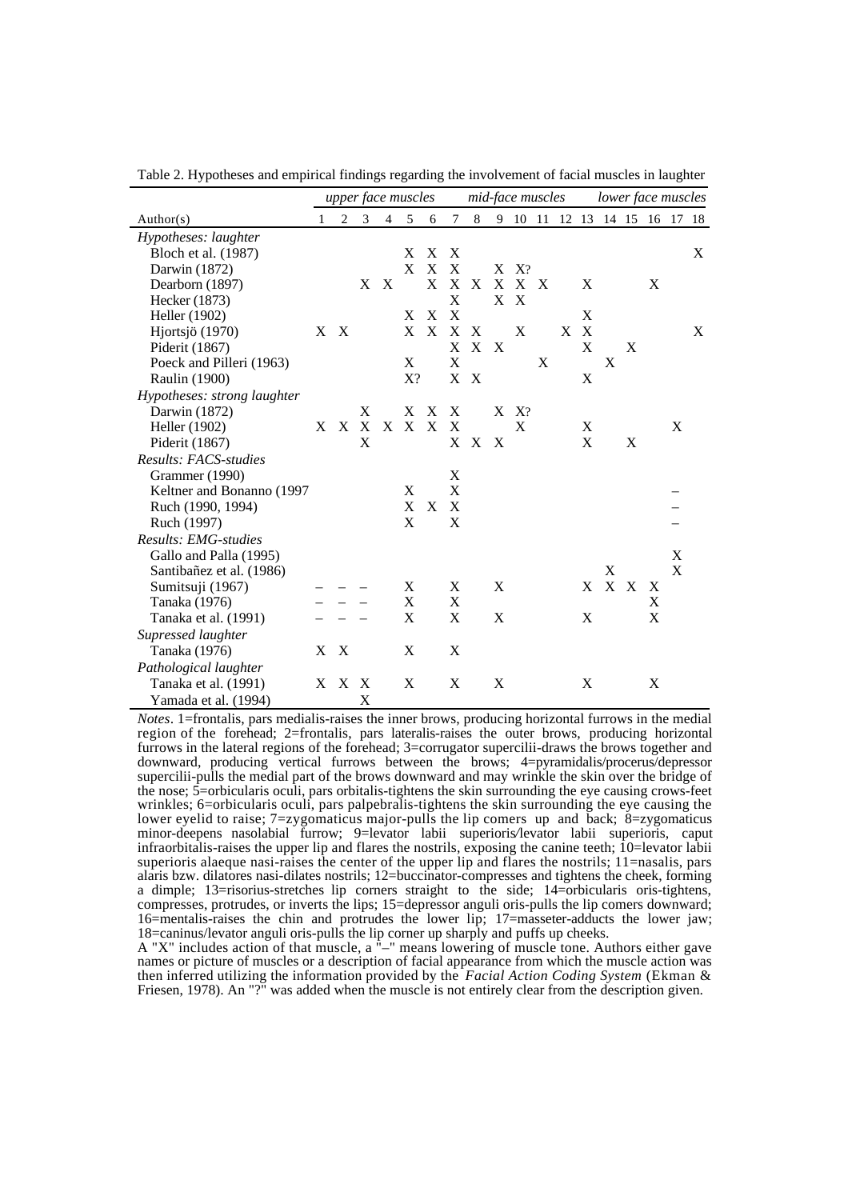Table 2. Hypotheses and empirical findings regarding the involvement of facial muscles in laughter

| | *upper face muscles* | | | | | | *mid-face muscles* | | | | | | *lower face muscles* | | | | | |
|---|---|---|---|---|---|---|---|---|---|---|---|---|---|---|---|---|---|---|
| Author(s) | 1 | 2 | 3 | 4 | 5 | 6 | 7 | 8 | 9 | 10 | 11 | 12 | 13 | 14 | 15 | 16 | 17 | 18 |
| *Hypotheses: laughter* | | | | | | | | | | | | | | | | | | |
| Bloch et al. (1987) | | | | | X | X | X | | | | | | | | | | | X |
| Darwin (1872) | | | | | X | X | X | | X | X? | | | | | | | | |
| Dearborn (1897) | | | X | X | | X | X | X | X | X | X | | X | | | X | | |
| Hecker (1873) | | | | | | | X | | X | X | | | | | | | | |
| Heller (1902) | | | | | X | X | X | | | | | | X | | | | | |
| Hjortsjö (1970) | X | X | | | X | X | X | X | | X | | X | X | | | | | X |
| Piderit (1867) | | | | | | | X | X | X | | | | X | | X | | | |
| Poeck and Pilleri (1963) | | | | | X | | X | | | | X | | | X | | | | |
| Raulin (1900) | | | | | X? | | X | X | | | | | X | | | | | |
| *Hypotheses: strong laughter* | | | | | | | | | | | | | | | | | | |
| Darwin (1872) | | | X | | X | X | X | | X | X? | | | | | | | | |
| Heller (1902) | X | X | X | X | X | X | X | | | X | | | X | | | | X | |
| Piderit (1867) | | | X | | | | X | X | X | | | | X | | X | | | |
| *Results: FACS-studies* | | | | | | | | | | | | | | | | | | |
| Grammer (1990) | | | | | | | X | | | | | | | | | | | |
| Keltner and Bonanno (1997 | | | | | X | | X | | | | | | | | | | – | |
| Ruch (1990, 1994) | | | | | X | X | X | | | | | | | | | | – | |
| Ruch (1997) | | | | | X | | X | | | | | | | | | | – | |
| *Results: EMG-studies* | | | | | | | | | | | | | | | | | | |
| Gallo and Palla (1995) | | | | | | | | | | | | | | | | | X | |
| Santibañez et al. (1986) | | | | | | | | | | | | | | X | | | X | |
| Sumitsuji (1967) | – | – | – | | X | | X | | X | | | | X | X | X | X | | |
| Tanaka (1976) | – | – | – | | X | | X | | | | | | | | | X | | |
| Tanaka et al. (1991) | – | – | – | | X | | X | | X | | | | X | | | X | | |
| *Supressed laughter* | | | | | | | | | | | | | | | | | | |
| Tanaka (1976) | X | X | | | X | | X | | | | | | | | | | | |
| *Pathological laughter* | | | | | | | | | | | | | | | | | | |
| Tanaka et al. (1991) | X | X | X | | X | | X | | X | | | | X | | | X | | |
| Yamada et al. (1994) | | | X | | | | | | | | | | | | | | | |

*Notes*. 1=frontalis, pars medialis-raises the inner brows, producing horizontal furrows in the medial region of the forehead; 2=frontalis, pars lateralis-raises the outer brows, producing horizontal furrows in the lateral regions of the forehead; 3=corrugator supercilii-draws the brows together and downward, producing vertical furrows between the brows; 4=pyramidalis/procerus/depressor supercilii-pulls the medial part of the brows downward and may wrinkle the skin over the bridge of the nose; 5=orbicularis oculi, pars orbitalis-tightens the skin surrounding the eye causing crows-feet wrinkles; 6=orbicularis oculi, pars palpebralis-tightens the skin surrounding the eye causing the lower eyelid to raise; 7=zygomaticus major-pulls the lip comers up and back; 8=zygomaticus minor-deepens nasolabial furrow; 9=levator labii superioris/levator labii superioris, caput infraorbitalis-raises the upper lip and flares the nostrils, exposing the canine teeth; 10=levator labii superioris alaeque nasi-raises the center of the upper lip and flares the nostrils; 11=nasalis, pars alaris bzw. dilatores nasi-dilates nostrils; 12=buccinator-compresses and tightens the cheek, forming a dimple; 13=risorius-stretches lip corners straight to the side; 14=orbicularis oris-tightens, compresses, protrudes, or inverts the lips; 15=depressor anguli oris-pulls the lip comers downward; 16=mentalis-raises the chin and protrudes the lower lip; 17=masseter-adducts the lower jaw; 18=caninus/levator anguli oris-pulls the lip corner up sharply and puffs up cheeks.

A "X" includes action of that muscle, a "–" means lowering of muscle tone. Authors either gave names or picture of muscles or a description of facial appearance from which the muscle action was then inferred utilizing the information provided by the *Facial Action Coding System* (Ekman & Friesen, 1978). An "?" was added when the muscle is not entirely clear from the description given.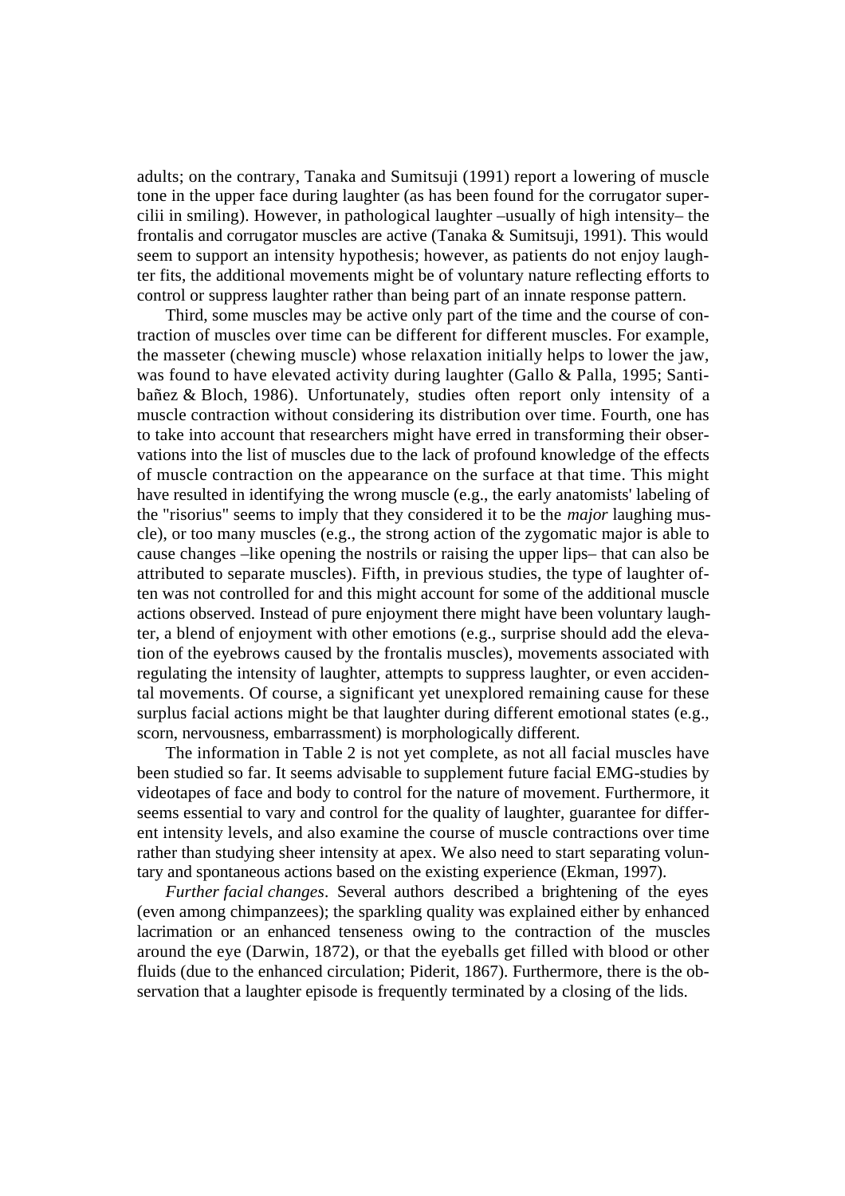adults; on the contrary, Tanaka and Sumitsuji (1991) report a lowering of muscle tone in the upper face during laughter (as has been found for the corrugator supercilii in smiling). However, in pathological laughter –usually of high intensity– the frontalis and corrugator muscles are active (Tanaka & Sumitsuji, 1991). This would seem to support an intensity hypothesis; however, as patients do not enjoy laughter fits, the additional movements might be of voluntary nature reflecting efforts to control or suppress laughter rather than being part of an innate response pattern.

Third, some muscles may be active only part of the time and the course of contraction of muscles over time can be different for different muscles. For example, the masseter (chewing muscle) whose relaxation initially helps to lower the jaw, was found to have elevated activity during laughter (Gallo & Palla, 1995; Santibañez & Bloch, 1986). Unfortunately, studies often report only intensity of a muscle contraction without considering its distribution over time. Fourth, one has to take into account that researchers might have erred in transforming their observations into the list of muscles due to the lack of profound knowledge of the effects of muscle contraction on the appearance on the surface at that time. This might have resulted in identifying the wrong muscle (e.g., the early anatomists' labeling of the "risorius" seems to imply that they considered it to be the *major* laughing muscle), or too many muscles (e.g., the strong action of the zygomatic major is able to cause changes –like opening the nostrils or raising the upper lips– that can also be attributed to separate muscles). Fifth, in previous studies, the type of laughter often was not controlled for and this might account for some of the additional muscle actions observed. Instead of pure enjoyment there might have been voluntary laughter, a blend of enjoyment with other emotions (e.g., surprise should add the elevation of the eyebrows caused by the frontalis muscles), movements associated with regulating the intensity of laughter, attempts to suppress laughter, or even accidental movements. Of course, a significant yet unexplored remaining cause for these surplus facial actions might be that laughter during different emotional states (e.g., scorn, nervousness, embarrassment) is morphologically different.

The information in Table 2 is not yet complete, as not all facial muscles have been studied so far. It seems advisable to supplement future facial EMG-studies by videotapes of face and body to control for the nature of movement. Furthermore, it seems essential to vary and control for the quality of laughter, guarantee for different intensity levels, and also examine the course of muscle contractions over time rather than studying sheer intensity at apex. We also need to start separating voluntary and spontaneous actions based on the existing experience (Ekman, 1997).

*Further facial changes*. Several authors described a brightening of the eyes (even among chimpanzees); the sparkling quality was explained either by enhanced lacrimation or an enhanced tenseness owing to the contraction of the muscles around the eye (Darwin, 1872), or that the eyeballs get filled with blood or other fluids (due to the enhanced circulation; Piderit, 1867). Furthermore, there is the observation that a laughter episode is frequently terminated by a closing of the lids.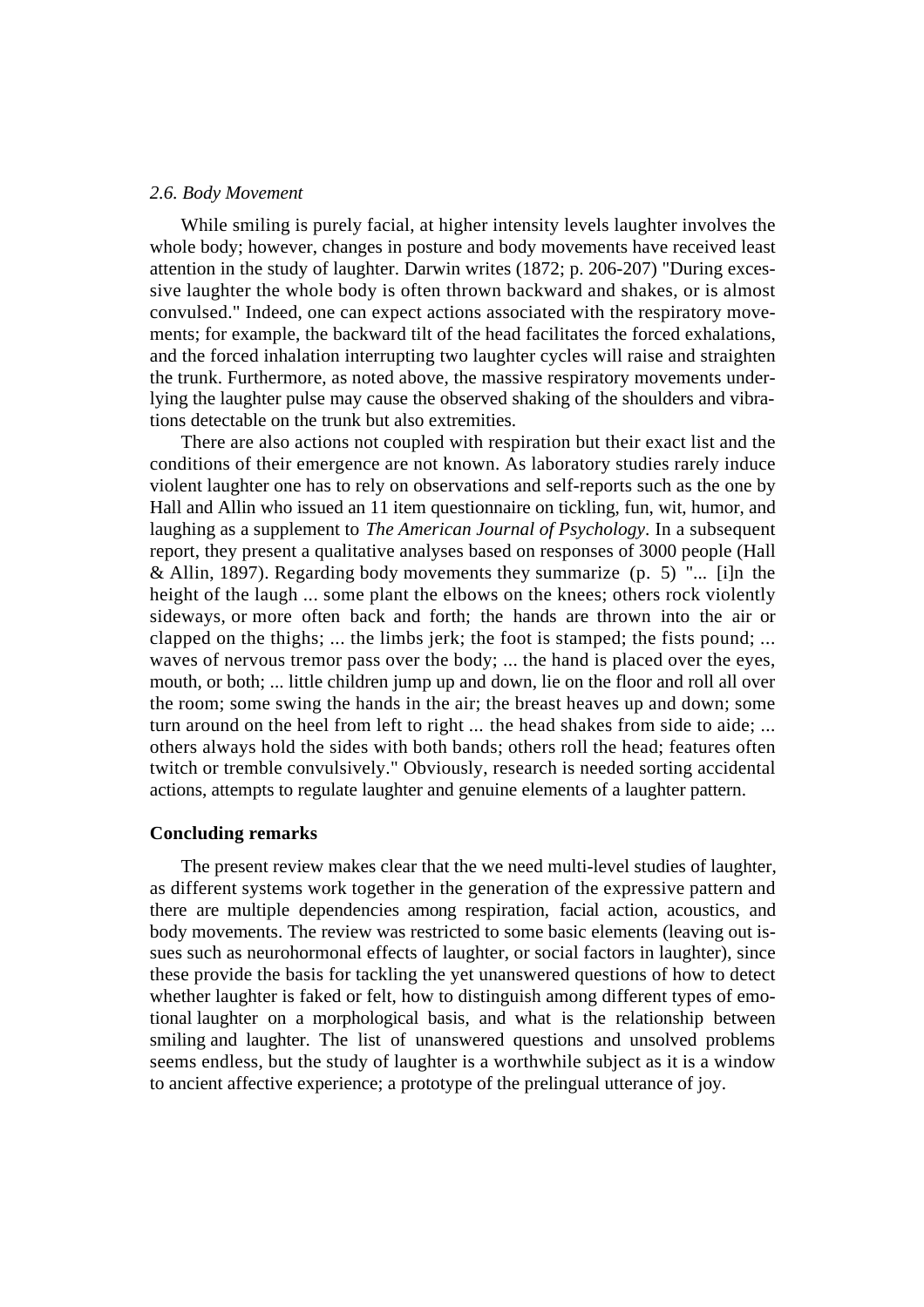*2.6. Body Movement*

While smiling is purely facial, at higher intensity levels laughter involves the whole body; however, changes in posture and body movements have received least attention in the study of laughter. Darwin writes (1872; p. 206-207) "During excessive laughter the whole body is often thrown backward and shakes, or is almost convulsed." Indeed, one can expect actions associated with the respiratory movements; for example, the backward tilt of the head facilitates the forced exhalations, and the forced inhalation interrupting two laughter cycles will raise and straighten the trunk. Furthermore, as noted above, the massive respiratory movements underlying the laughter pulse may cause the observed shaking of the shoulders and vibrations detectable on the trunk but also extremities.

There are also actions not coupled with respiration but their exact list and the conditions of their emergence are not known. As laboratory studies rarely induce violent laughter one has to rely on observations and self-reports such as the one by Hall and Allin who issued an 11 item questionnaire on tickling, fun, wit, humor, and laughing as a supplement to *The American Journal of Psychology*. In a subsequent report, they present a qualitative analyses based on responses of 3000 people (Hall & Allin, 1897). Regarding body movements they summarize (p. 5) "... [i]n the height of the laugh ... some plant the elbows on the knees; others rock violently sideways, or more often back and forth; the hands are thrown into the air or clapped on the thighs; ... the limbs jerk; the foot is stamped; the fists pound; ... waves of nervous tremor pass over the body; ... the hand is placed over the eyes, mouth, or both; ... little children jump up and down, lie on the floor and roll all over the room; some swing the hands in the air; the breast heaves up and down; some turn around on the heel from left to right ... the head shakes from side to aide; ... others always hold the sides with both bands; others roll the head; features often twitch or tremble convulsively." Obviously, research is needed sorting accidental actions, attempts to regulate laughter and genuine elements of a laughter pattern.

## Concluding remarks

The present review makes clear that the we need multi-level studies of laughter, as different systems work together in the generation of the expressive pattern and there are multiple dependencies among respiration, facial action, acoustics, and body movements. The review was restricted to some basic elements (leaving out issues such as neurohormonal effects of laughter, or social factors in laughter), since these provide the basis for tackling the yet unanswered questions of how to detect whether laughter is faked or felt, how to distinguish among different types of emotional laughter on a morphological basis, and what is the relationship between smiling and laughter. The list of unanswered questions and unsolved problems seems endless, but the study of laughter is a worthwhile subject as it is a window to ancient affective experience; a prototype of the prelingual utterance of joy.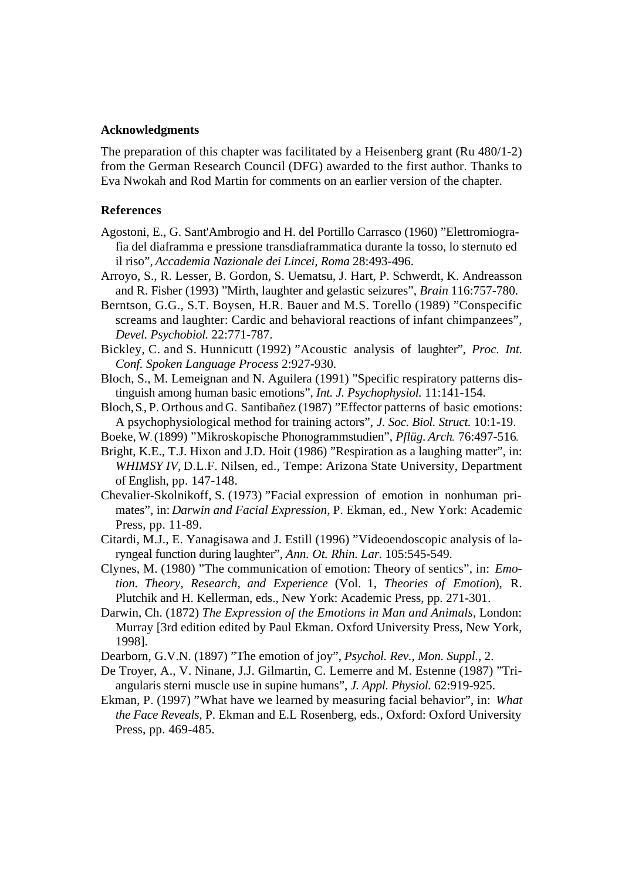### Acknowledgments

The preparation of this chapter was facilitated by a Heisenberg grant (Ru 480/1-2) from the German Research Council (DFG) awarded to the first author. Thanks to Eva Nwokah and Rod Martin for comments on an earlier version of the chapter.

### References

Agostoni, E., G. Sant'Ambrogio and H. del Portillo Carrasco (1960) ”Elettromiografia del diaframma e pressione transdiaframmatica durante la tosso, lo sternuto ed il riso”, *Accademia Nazionale dei Lincei, Roma* 28:493-496.

Arroyo, S., R. Lesser, B. Gordon, S. Uematsu, J. Hart, P. Schwerdt, K. Andreasson and R. Fisher (1993) ”Mirth, laughter and gelastic seizures”, *Brain* 116:757-780.

Berntson, G.G., S.T. Boysen, H.R. Bauer and M.S. Torello (1989) ”Conspecific screams and laughter: Cardic and behavioral reactions of infant chimpanzees”, *Devel. Psychobiol.* 22:771-787.

Bickley, C. and S. Hunnicutt (1992) ”Acoustic analysis of laughter”, *Proc. Int. Conf. Spoken Language Process* 2:927-930.

Bloch, S., M. Lemeignan and N. Aguilera (1991) ”Specific respiratory patterns distinguish among human basic emotions”, *Int. J. Psychophysiol.* 11:141-154.

Bloch, S., P. Orthous and G. Santibañez (1987) ”Effector patterns of basic emotions: A psychophysiological method for training actors”, *J. Soc. Biol. Struct.* 10:1-19.

Boeke, W. (1899) ”Mikroskopische Phonogrammstudien”, *Pflüg. Arch.* 76:497-516.

Bright, K.E., T.J. Hixon and J.D. Hoit (1986) ”Respiration as a laughing matter”, in: *WHIMSY IV*, D.L.F. Nilsen, ed., Tempe: Arizona State University, Department of English, pp. 147-148.

Chevalier-Skolnikoff, S. (1973) ”Facial expression of emotion in nonhuman primates”, in: *Darwin and Facial Expression*, P. Ekman, ed., New York: Academic Press, pp. 11-89.

Citardi, M.J., E. Yanagisawa and J. Estill (1996) ”Videoendoscopic analysis of laryngeal function during laughter”, *Ann. Ot. Rhin. Lar.* 105:545-549.

Clynes, M. (1980) ”The communication of emotion: Theory of sentics”, in: *Emotion. Theory, Research, and Experience* (Vol. 1, *Theories of Emotion*), R. Plutchik and H. Kellerman, eds., New York: Academic Press, pp. 271-301.

Darwin, Ch. (1872) *The Expression of the Emotions in Man and Animals*, London: Murray [3rd edition edited by Paul Ekman. Oxford University Press, New York, 1998].

Dearborn, G.V.N. (1897) ”The emotion of joy”, *Psychol. Rev., Mon. Suppl.*, 2.

De Troyer, A., V. Ninane, J.J. Gilmartin, C. Lemerre and M. Estenne (1987) ”Triangularis sterni muscle use in supine humans”, *J. Appl. Physiol.* 62:919-925.

Ekman, P. (1997) ”What have we learned by measuring facial behavior”, in: *What the Face Reveals*, P. Ekman and E.L Rosenberg, eds., Oxford: Oxford University Press, pp. 469-485.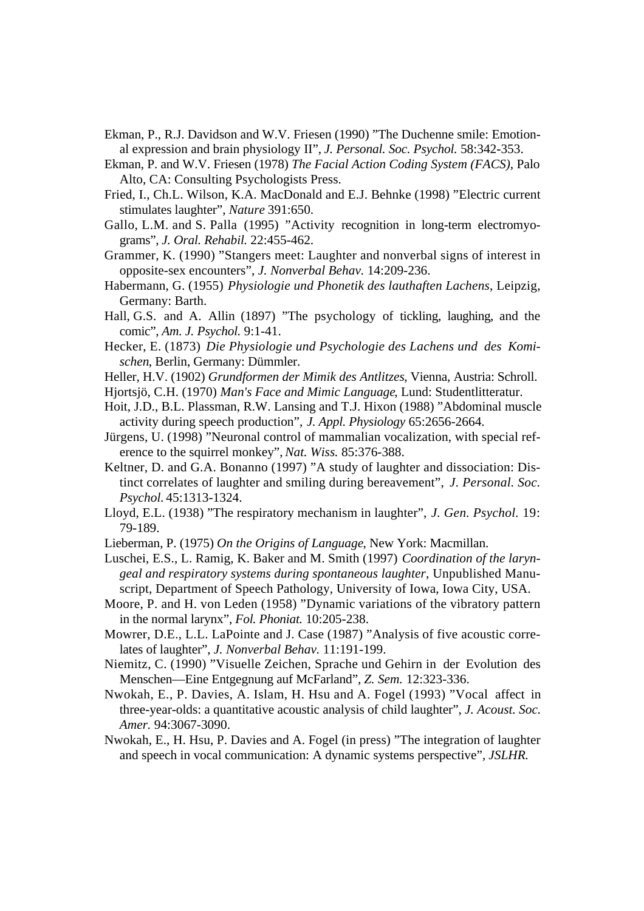Ekman, P., R.J. Davidson and W.V. Friesen (1990) ”The Duchenne smile: Emotional expression and brain physiology II”, *J. Personal. Soc. Psychol.* 58:342-353.

Ekman, P. and W.V. Friesen (1978) *The Facial Action Coding System (FACS)*, Palo Alto, CA: Consulting Psychologists Press.

Fried, I., Ch.L. Wilson, K.A. MacDonald and E.J. Behnke (1998) ”Electric current stimulates laughter”, *Nature* 391:650.

Gallo, L.M. and S. Palla (1995) ”Activity recognition in long-term electromyograms”, *J. Oral. Rehabil.* 22:455-462.

Grammer, K. (1990) ”Stangers meet: Laughter and nonverbal signs of interest in opposite-sex encounters”, *J. Nonverbal Behav.* 14:209-236.

Habermann, G. (1955) *Physiologie und Phonetik des lauthaften Lachens*, Leipzig, Germany: Barth.

Hall, G.S. and A. Allin (1897) ”The psychology of tickling, laughing, and the comic”, *Am. J. Psychol.* 9:1-41.

Hecker, E. (1873) *Die Physiologie und Psychologie des Lachens und des Komischen*, Berlin, Germany: Dümmler.

Heller, H.V. (1902) *Grundformen der Mimik des Antlitzes*, Vienna, Austria: Schroll.

Hjortsjö, C.H. (1970) *Man's Face and Mimic Language*, Lund: Studentlitteratur.

Hoit, J.D., B.L. Plassman, R.W. Lansing and T.J. Hixon (1988) ”Abdominal muscle activity during speech production”, *J. Appl. Physiology* 65:2656-2664.

Jürgens, U. (1998) ”Neuronal control of mammalian vocalization, with special reference to the squirrel monkey”, *Nat. Wiss.* 85:376-388.

Keltner, D. and G.A. Bonanno (1997) ”A study of laughter and dissociation: Distinct correlates of laughter and smiling during bereavement”, *J. Personal. Soc. Psychol.* 45:1313-1324.

Lloyd, E.L. (1938) ”The respiratory mechanism in laughter”, *J. Gen. Psychol.* 19: 79-189.

Lieberman, P. (1975) *On the Origins of Language*, New York: Macmillan.

Luschei, E.S., L. Ramig, K. Baker and M. Smith (1997) *Coordination of the laryngeal and respiratory systems during spontaneous laughter*, Unpublished Manuscript, Department of Speech Pathology, University of Iowa, Iowa City, USA.

Moore, P. and H. von Leden (1958) ”Dynamic variations of the vibratory pattern in the normal larynx”, *Fol. Phoniat.* 10:205-238.

Mowrer, D.E., L.L. LaPointe and J. Case (1987) ”Analysis of five acoustic correlates of laughter”, *J. Nonverbal Behav.* 11:191-199.

Niemitz, C. (1990) ”Visuelle Zeichen, Sprache und Gehirn in der Evolution des Menschen—Eine Entgegnung auf McFarland”, *Z. Sem.* 12:323-336.

Nwokah, E., P. Davies, A. Islam, H. Hsu and A. Fogel (1993) ”Vocal affect in three-year-olds: a quantitative acoustic analysis of child laughter”, *J. Acoust. Soc. Amer.* 94:3067-3090.

Nwokah, E., H. Hsu, P. Davies and A. Fogel (in press) ”The integration of laughter and speech in vocal communication: A dynamic systems perspective”, *JSLHR.*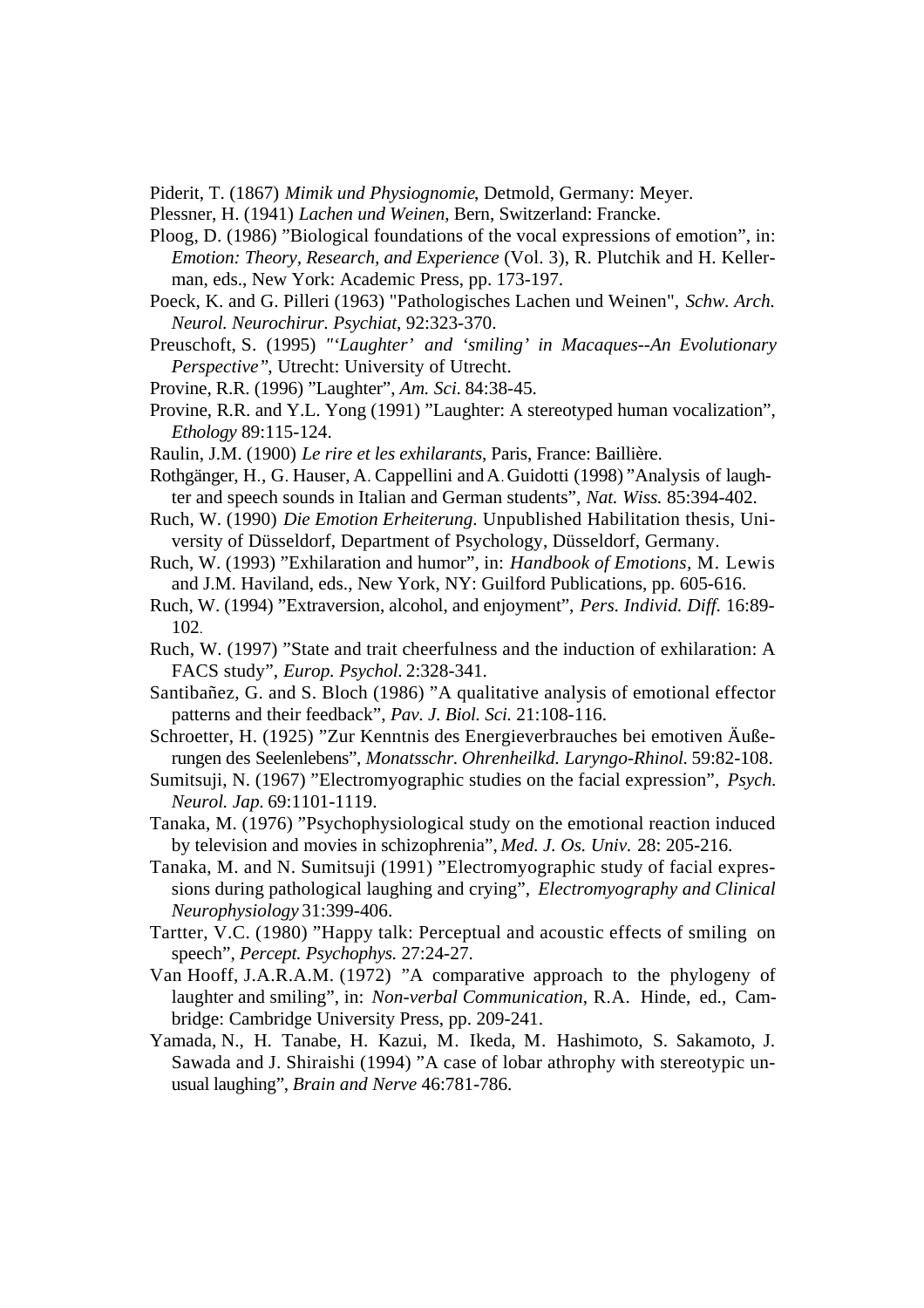Piderit, T. (1867) *Mimik und Physiognomie*, Detmold, Germany: Meyer.

Plessner, H. (1941) *Lachen und Weinen*, Bern, Switzerland: Francke.

Ploog, D. (1986) "Biological foundations of the vocal expressions of emotion", in: *Emotion: Theory, Research, and Experience* (Vol. 3), R. Plutchik and H. Kellerman, eds., New York: Academic Press, pp. 173-197.

Poeck, K. and G. Pilleri (1963) "Pathologisches Lachen und Weinen", *Schw. Arch. Neurol. Neurochirur. Psychiat*, 92:323-370.

Preuschoft, S. (1995) *"'Laughter' and 'smiling' in Macaques--An Evolutionary Perspective"*, Utrecht: University of Utrecht.

Provine, R.R. (1996) "Laughter", *Am. Sci.* 84:38-45.

Provine, R.R. and Y.L. Yong (1991) "Laughter: A stereotyped human vocalization", *Ethology* 89:115-124.

Raulin, J.M. (1900) *Le rire et les exhilarants*, Paris, France: Baillière.

Rothgänger, H., G. Hauser, A. Cappellini and A. Guidotti (1998) "Analysis of laughter and speech sounds in Italian and German students", *Nat. Wiss.* 85:394-402.

Ruch, W. (1990) *Die Emotion Erheiterung.* Unpublished Habilitation thesis, University of Düsseldorf, Department of Psychology, Düsseldorf, Germany.

Ruch, W. (1993) "Exhilaration and humor", in: *Handbook of Emotions*, M. Lewis and J.M. Haviland, eds., New York, NY: Guilford Publications, pp. 605-616.

Ruch, W. (1994) "Extraversion, alcohol, and enjoyment", *Pers. Individ. Diff.* 16:89-102.

Ruch, W. (1997) "State and trait cheerfulness and the induction of exhilaration: A FACS study", *Europ. Psychol.* 2:328-341.

Santibañez, G. and S. Bloch (1986) "A qualitative analysis of emotional effector patterns and their feedback", *Pav. J. Biol. Sci.* 21:108-116.

Schroetter, H. (1925) "Zur Kenntnis des Energieverbrauches bei emotiven Äußerungen des Seelenlebens", *Monatsschr. Ohrenheilkd. Laryngo-Rhinol.* 59:82-108.

Sumitsuji, N. (1967) "Electromyographic studies on the facial expression", *Psych. Neurol. Jap.* 69:1101-1119.

Tanaka, M. (1976) "Psychophysiological study on the emotional reaction induced by television and movies in schizophrenia", *Med. J. Os. Univ.* 28: 205-216.

Tanaka, M. and N. Sumitsuji (1991) "Electromyographic study of facial expressions during pathological laughing and crying", *Electromyography and Clinical Neurophysiology* 31:399-406.

Tartter, V.C. (1980) "Happy talk: Perceptual and acoustic effects of smiling on speech", *Percept. Psychophys.* 27:24-27.

Van Hooff, J.A.R.A.M. (1972) "A comparative approach to the phylogeny of laughter and smiling", in: *Non-verbal Communication*, R.A. Hinde, ed., Cambridge: Cambridge University Press, pp. 209-241.

Yamada, N., H. Tanabe, H. Kazui, M. Ikeda, M. Hashimoto, S. Sakamoto, J. Sawada and J. Shiraishi (1994) "A case of lobar athrophy with stereotypic unusual laughing", *Brain and Nerve* 46:781-786.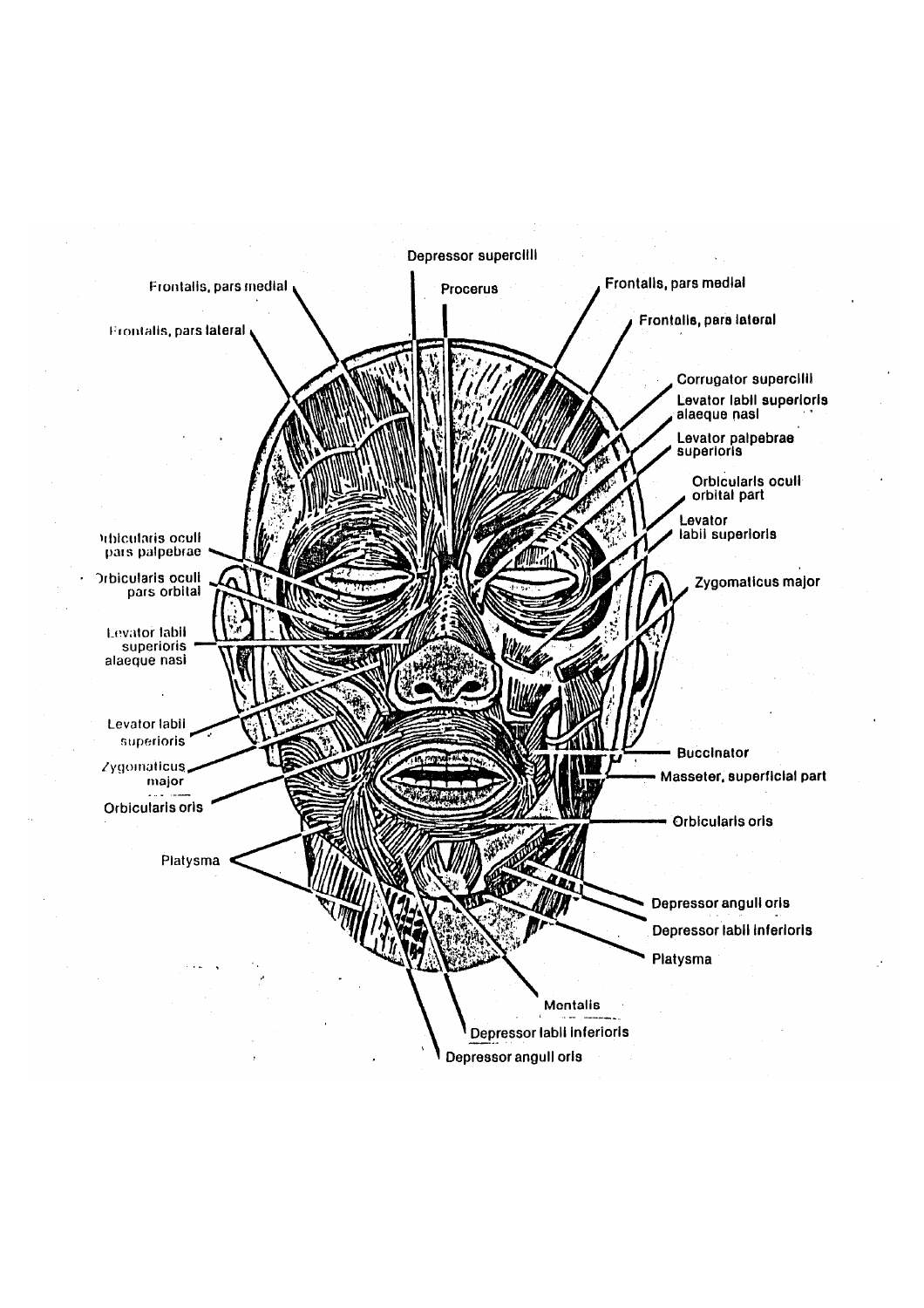Depressor supercilii

Frontalis, pars medial

Procerus

Frontalis, pars medial

Frontalis, pars lateral

Frontalis, pars lateral

Corrugator supercilii

Levator labii superioris alaeque nasi

Levator palpebrae superioris

Orbicularis oculi orbital part

Levator labii superioris

Orbicularis oculi pars palpebrae

Orbicularis oculi pars orbital

Zygomaticus major

Levator labii superioris alaeque nasi

Levator labii superioris

Buccinator

Zygomaticus major

Masseter, superficial part

Orbicularis oris

Orbicularis oris

Platysma

Depressor anguli oris

Depressor labii inferioris

Platysma

Mentalis

Depressor labii inferioris

Depressor anguli oris